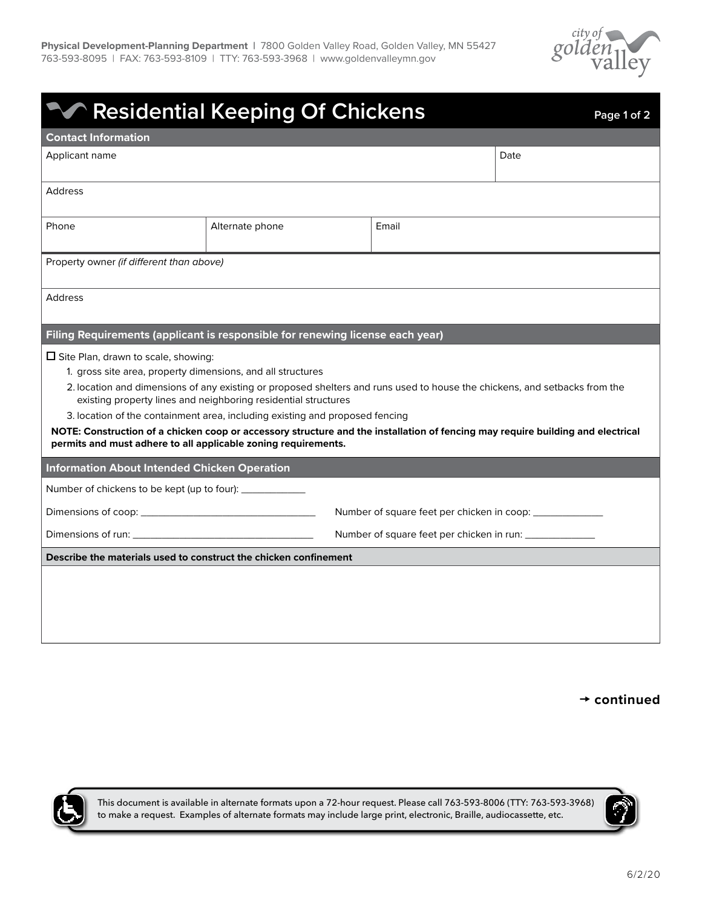Physical Development-Planning Department | 7800 Golden Valley Road, Golden Valley, MN 55427
763-593-8095 | FAX: 763-593-8109 | TTY: 763-593-3968 | www.goldenvalleymn.gov

# Residential Keeping Of Chickens

## Contact Information

| Applicant name | | | Date |
|---|---|---|---|
| Address | | | |
| Phone | Alternate phone | Email | |
| Property owner *(if different than above)* | | | |
| Address | | | |

## Filing Requirements (applicant is responsible for renewing license each year)

☐ Site Plan, drawn to scale, showing:

1. gross site area, property dimensions, and all structures
2. location and dimensions of any existing or proposed shelters and runs used to house the chickens, and setbacks from the existing property lines and neighboring residential structures
3. location of the containment area, including existing and proposed fencing

**NOTE: Construction of a chicken coop or accessory structure and the installation of fencing may require building and electrical permits and must adhere to all applicable zoning requirements.**

## Information About Intended Chicken Operation

Number of chickens to be kept (up to four): ____________

Dimensions of coop: ________________________________ Number of square feet per chicken in coop: _____________

Dimensions of run: ________________________________ Number of square feet per chicken in run: _____________

**Describe the materials used to construct the chicken confinement**

→ **continued**

This document is available in alternate formats upon a 72-hour request. Please call 763-593-8006 (TTY: 763-593-3968) to make a request. Examples of alternate formats may include large print, electronic, Braille, audiocassette, etc.

6/2/20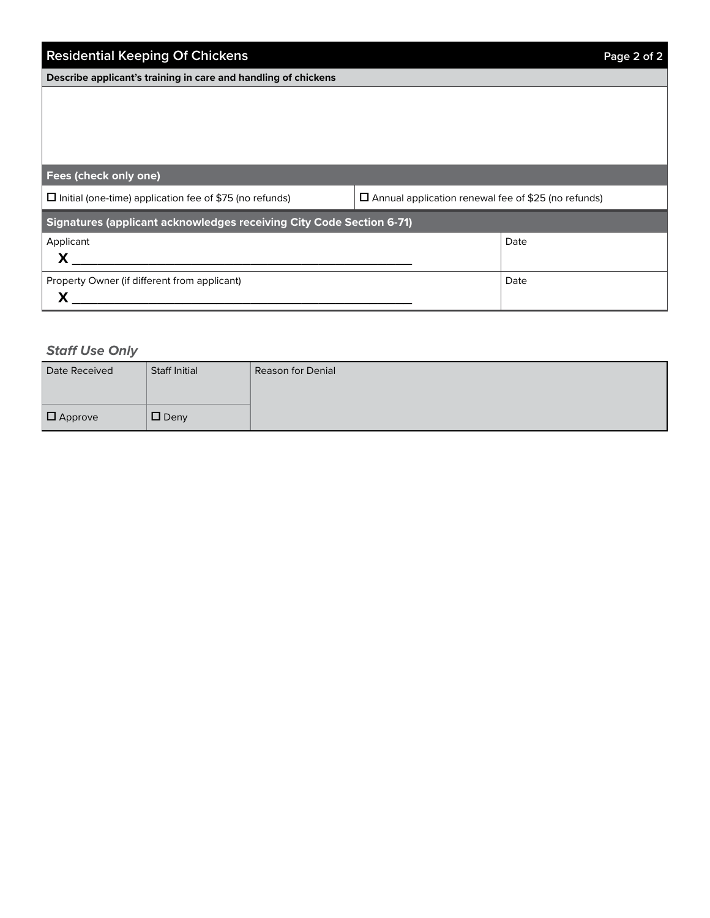## Residential Keeping Of Chickens

**Describe applicant's training in care and handling of chickens**

&nbsp;

**Fees (check only one)**

| | |
|---|---|
| ☐ Initial (one-time) application fee of $75 (no refunds) | ☐ Annual application renewal fee of $25 (no refunds) |

**Signatures (applicant acknowledges receiving City Code Section 6-71)**

| | |
|---|---|
| Applicant<br>**X** ________________________________________ | Date |
| Property Owner (if different from applicant)<br>**X** ________________________________________ | Date |

### *Staff Use Only*

| | | |
|---|---|---|
| Date Received | Staff Initial | Reason for Denial |
| ☐ Approve | ☐ Deny | |